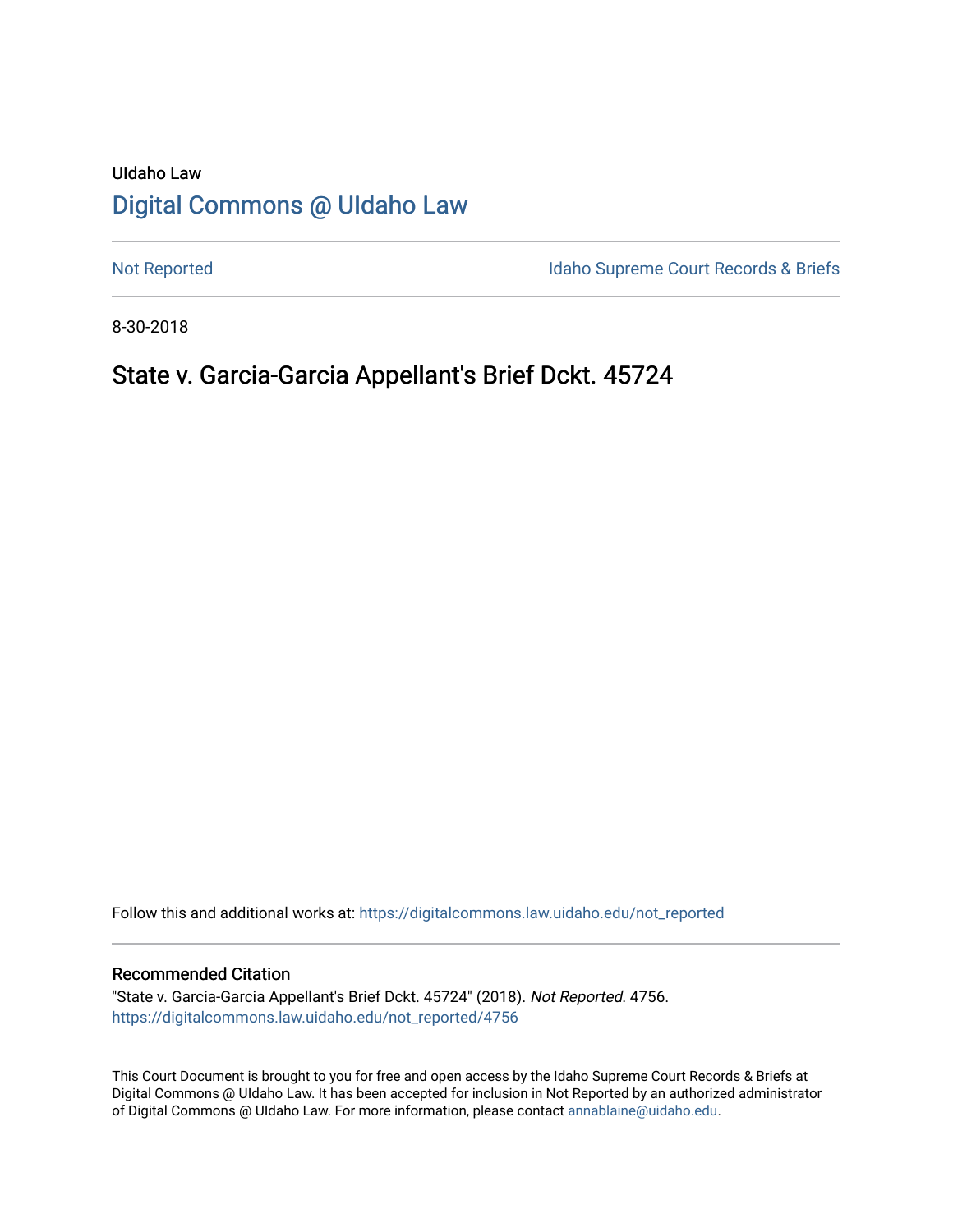UIdaho Law

# Digital Commons @ UIdaho Law

Not Reported

Idaho Supreme Court Records & Briefs

8-30-2018

## State v. Garcia-Garcia Appellant's Brief Dckt. 45724

Follow this and additional works at: https://digitalcommons.law.uidaho.edu/not_reported

### Recommended Citation

"State v. Garcia-Garcia Appellant's Brief Dckt. 45724" (2018). *Not Reported*. 4756.
https://digitalcommons.law.uidaho.edu/not_reported/4756

This Court Document is brought to you for free and open access by the Idaho Supreme Court Records & Briefs at Digital Commons @ UIdaho Law. It has been accepted for inclusion in Not Reported by an authorized administrator of Digital Commons @ UIdaho Law. For more information, please contact annablaine@uidaho.edu.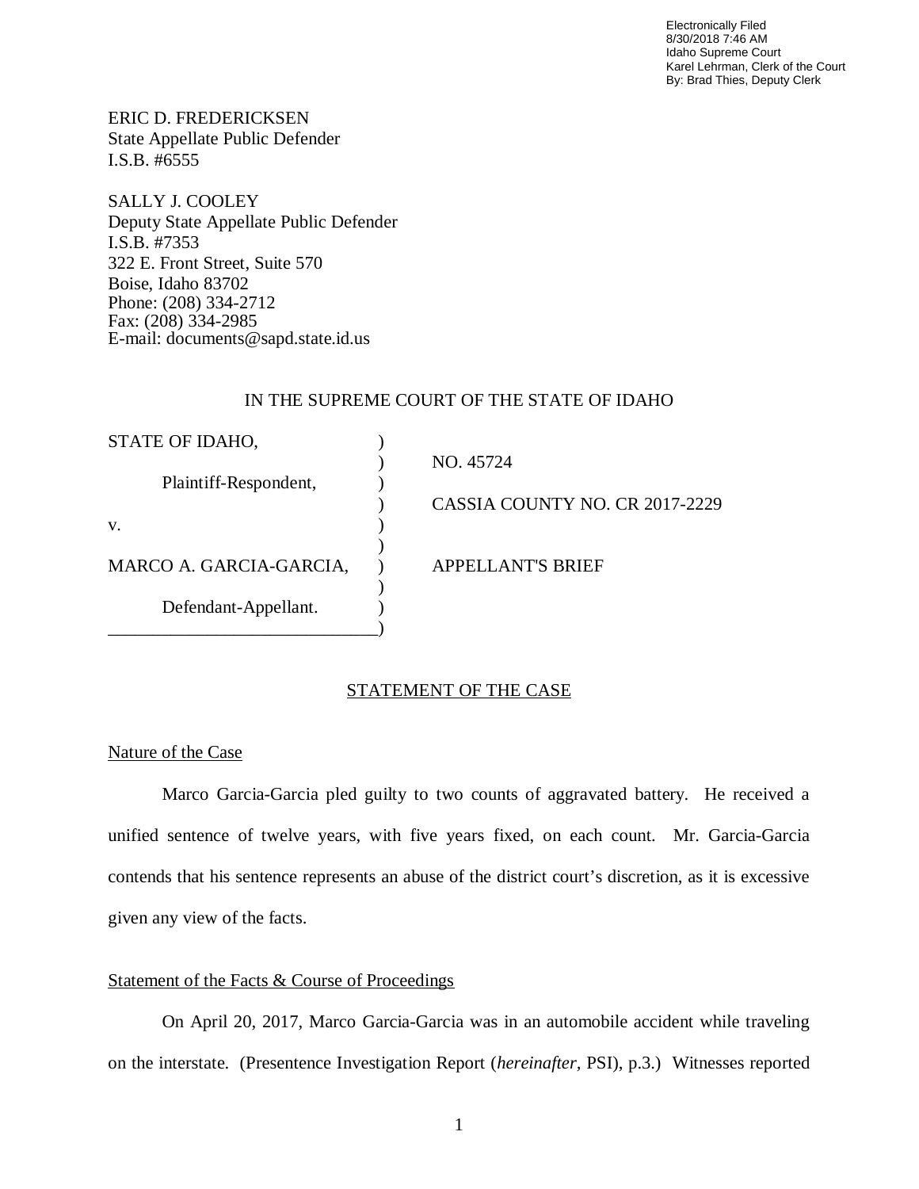Electronically Filed
8/30/2018 7:46 AM
Idaho Supreme Court
Karel Lehrman, Clerk of the Court
By: Brad Thies, Deputy Clerk

ERIC D. FREDERICKSEN
State Appellate Public Defender
I.S.B. #6555

SALLY J. COOLEY
Deputy State Appellate Public Defender
I.S.B. #7353
322 E. Front Street, Suite 570
Boise, Idaho 83702
Phone: (208) 334-2712
Fax: (208) 334-2985
E-mail: documents@sapd.state.id.us

IN THE SUPREME COURT OF THE STATE OF IDAHO

| | | |
|---|---|---|
| STATE OF IDAHO, | ) | |
| | ) | NO. 45724 |
| Plaintiff-Respondent, | ) | |
| | ) | CASSIA COUNTY NO. CR 2017-2229 |
| v. | ) | |
| | ) | |
| MARCO A. GARCIA-GARCIA, | ) | APPELLANT'S BRIEF |
| | ) | |
| Defendant-Appellant. | ) | |
| ______________________________ | ) | |

## STATEMENT OF THE CASE

### Nature of the Case

Marco Garcia-Garcia pled guilty to two counts of aggravated battery. He received a unified sentence of twelve years, with five years fixed, on each count. Mr. Garcia-Garcia contends that his sentence represents an abuse of the district court's discretion, as it is excessive given any view of the facts.

### Statement of the Facts & Course of Proceedings

On April 20, 2017, Marco Garcia-Garcia was in an automobile accident while traveling on the interstate. (Presentence Investigation Report (*hereinafter*, PSI), p.3.) Witnesses reported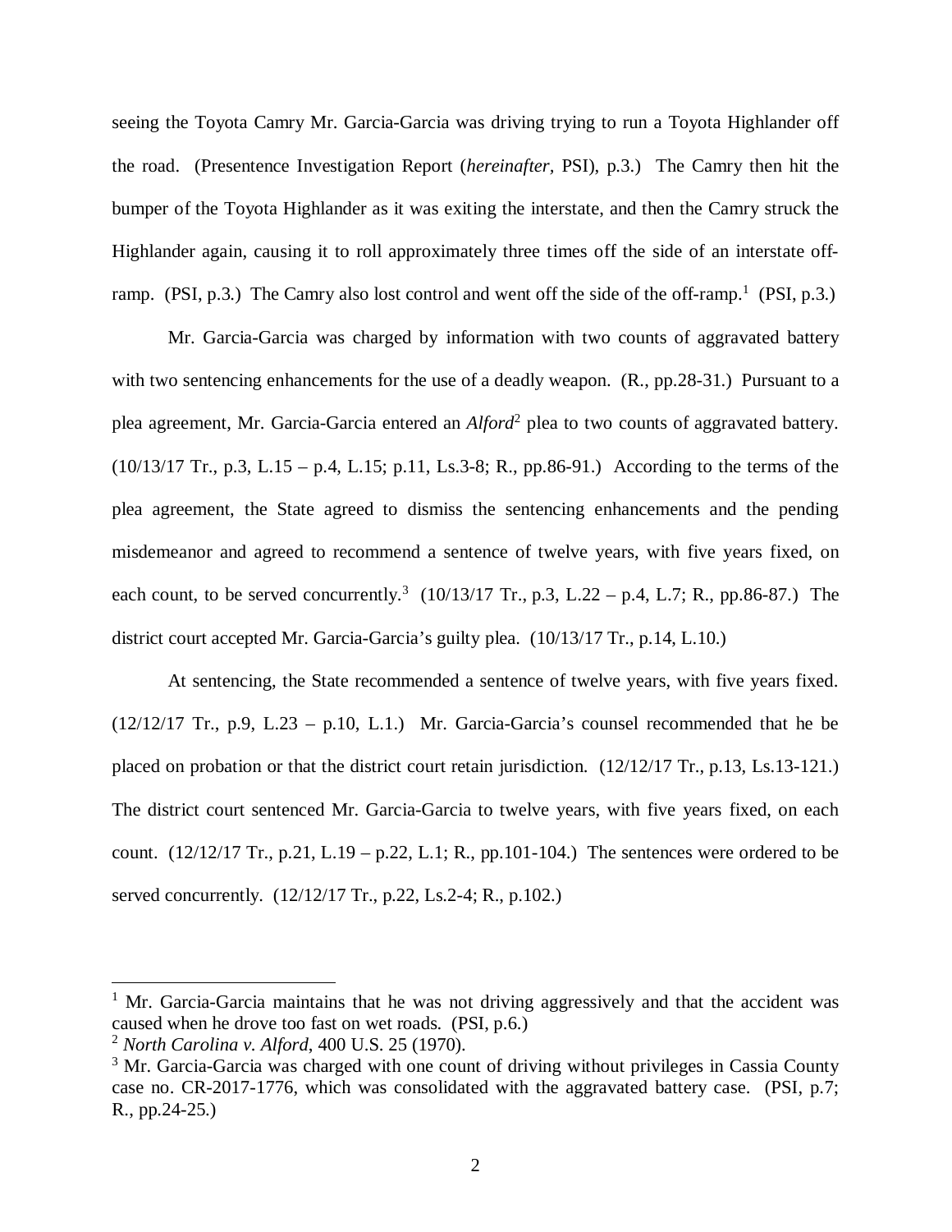seeing the Toyota Camry Mr. Garcia-Garcia was driving trying to run a Toyota Highlander off the road. (Presentence Investigation Report (*hereinafter*, PSI), p.3.) The Camry then hit the bumper of the Toyota Highlander as it was exiting the interstate, and then the Camry struck the Highlander again, causing it to roll approximately three times off the side of an interstate off-ramp. (PSI, p.3.) The Camry also lost control and went off the side of the off-ramp.[1] (PSI, p.3.)

Mr. Garcia-Garcia was charged by information with two counts of aggravated battery with two sentencing enhancements for the use of a deadly weapon. (R., pp.28-31.) Pursuant to a plea agreement, Mr. Garcia-Garcia entered an *Alford*[2] plea to two counts of aggravated battery. (10/13/17 Tr., p.3, L.15 – p.4, L.15; p.11, Ls.3-8; R., pp.86-91.) According to the terms of the plea agreement, the State agreed to dismiss the sentencing enhancements and the pending misdemeanor and agreed to recommend a sentence of twelve years, with five years fixed, on each count, to be served concurrently.[3] (10/13/17 Tr., p.3, L.22 – p.4, L.7; R., pp.86-87.) The district court accepted Mr. Garcia-Garcia's guilty plea. (10/13/17 Tr., p.14, L.10.)

At sentencing, the State recommended a sentence of twelve years, with five years fixed. (12/12/17 Tr., p.9, L.23 – p.10, L.1.) Mr. Garcia-Garcia's counsel recommended that he be placed on probation or that the district court retain jurisdiction. (12/12/17 Tr., p.13, Ls.13-121.) The district court sentenced Mr. Garcia-Garcia to twelve years, with five years fixed, on each count. (12/12/17 Tr., p.21, L.19 – p.22, L.1; R., pp.101-104.) The sentences were ordered to be served concurrently. (12/12/17 Tr., p.22, Ls.2-4; R., p.102.)

---

[1] Mr. Garcia-Garcia maintains that he was not driving aggressively and that the accident was caused when he drove too fast on wet roads. (PSI, p.6.)

[2] *North Carolina v. Alford*, 400 U.S. 25 (1970).

[3] Mr. Garcia-Garcia was charged with one count of driving without privileges in Cassia County case no. CR-2017-1776, which was consolidated with the aggravated battery case. (PSI, p.7; R., pp.24-25.)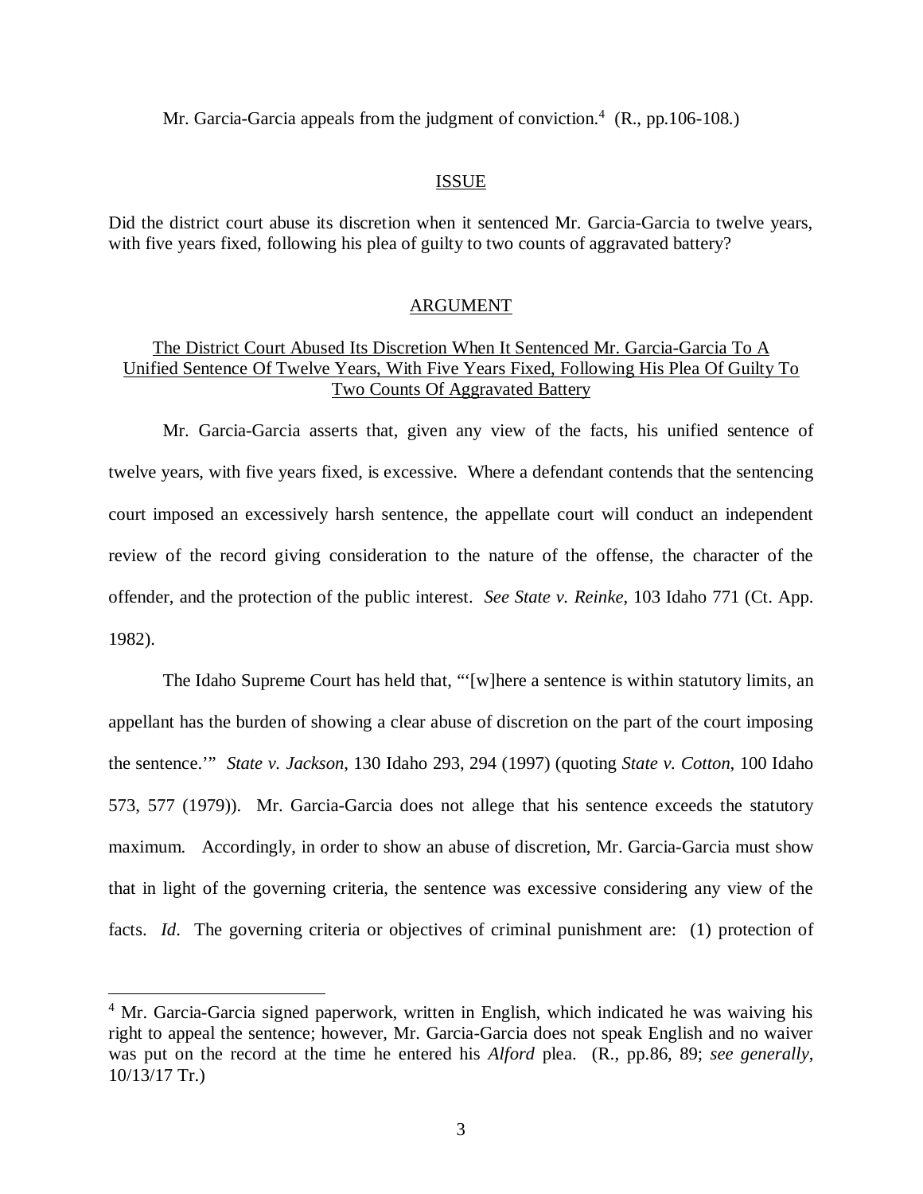Mr. Garcia-Garcia appeals from the judgment of conviction.[4] (R., pp.106-108.)

## ISSUE

Did the district court abuse its discretion when it sentenced Mr. Garcia-Garcia to twelve years, with five years fixed, following his plea of guilty to two counts of aggravated battery?

## ARGUMENT

### The District Court Abused Its Discretion When It Sentenced Mr. Garcia-Garcia To A Unified Sentence Of Twelve Years, With Five Years Fixed, Following His Plea Of Guilty To Two Counts Of Aggravated Battery

Mr. Garcia-Garcia asserts that, given any view of the facts, his unified sentence of twelve years, with five years fixed, is excessive. Where a defendant contends that the sentencing court imposed an excessively harsh sentence, the appellate court will conduct an independent review of the record giving consideration to the nature of the offense, the character of the offender, and the protection of the public interest. *See State v. Reinke*, 103 Idaho 771 (Ct. App. 1982).

The Idaho Supreme Court has held that, "'[w]here a sentence is within statutory limits, an appellant has the burden of showing a clear abuse of discretion on the part of the court imposing the sentence.'" *State v. Jackson*, 130 Idaho 293, 294 (1997) (quoting *State v. Cotton*, 100 Idaho 573, 577 (1979)). Mr. Garcia-Garcia does not allege that his sentence exceeds the statutory maximum. Accordingly, in order to show an abuse of discretion, Mr. Garcia-Garcia must show that in light of the governing criteria, the sentence was excessive considering any view of the facts. *Id*. The governing criteria or objectives of criminal punishment are: (1) protection of

---

[4] Mr. Garcia-Garcia signed paperwork, written in English, which indicated he was waiving his right to appeal the sentence; however, Mr. Garcia-Garcia does not speak English and no waiver was put on the record at the time he entered his *Alford* plea. (R., pp.86, 89; *see generally*, 10/13/17 Tr.)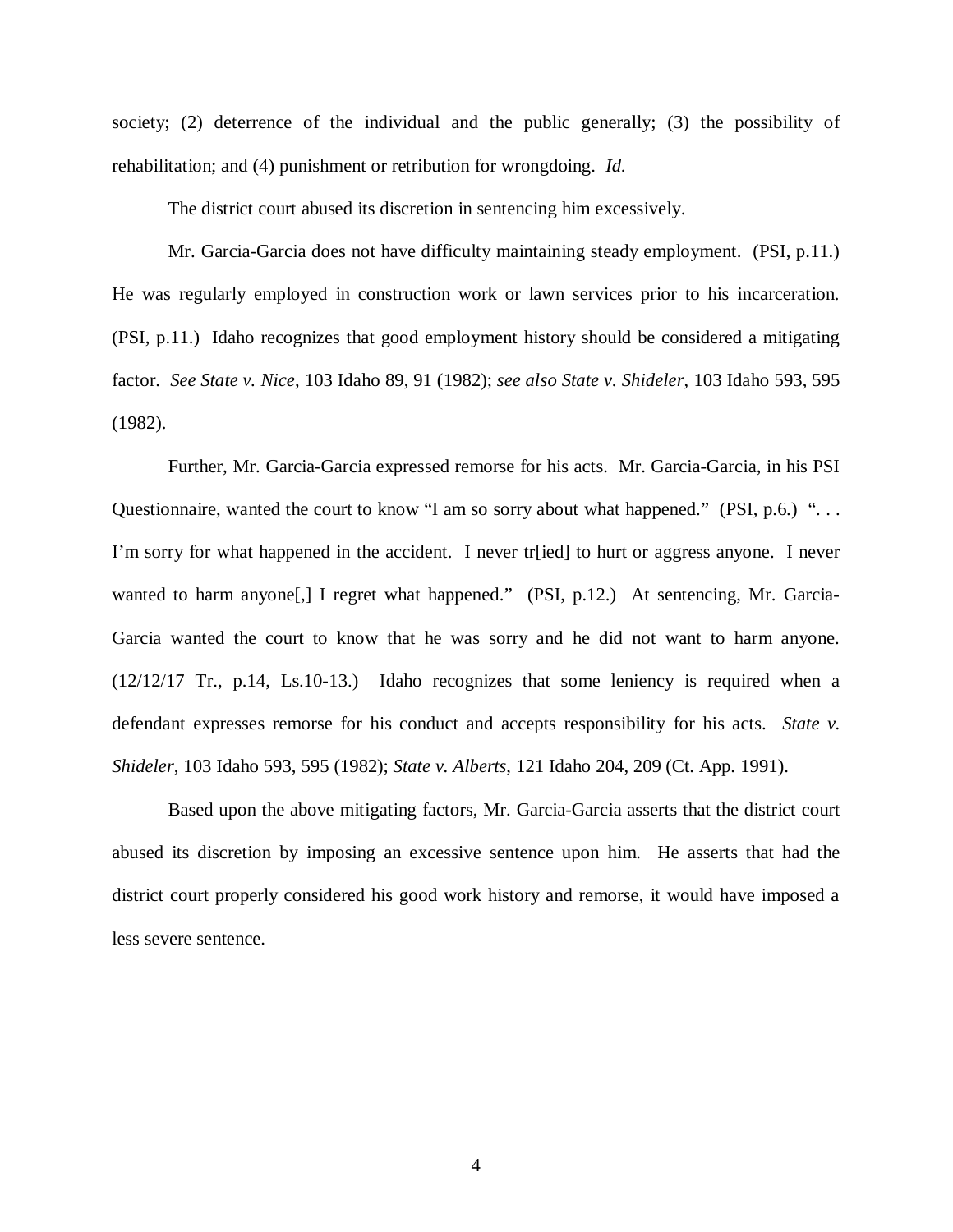society; (2) deterrence of the individual and the public generally; (3) the possibility of rehabilitation; and (4) punishment or retribution for wrongdoing. *Id.*

The district court abused its discretion in sentencing him excessively.

Mr. Garcia-Garcia does not have difficulty maintaining steady employment. (PSI, p.11.) He was regularly employed in construction work or lawn services prior to his incarceration. (PSI, p.11.) Idaho recognizes that good employment history should be considered a mitigating factor. *See State v. Nice*, 103 Idaho 89, 91 (1982); *see also State v. Shideler*, 103 Idaho 593, 595 (1982).

Further, Mr. Garcia-Garcia expressed remorse for his acts. Mr. Garcia-Garcia, in his PSI Questionnaire, wanted the court to know "I am so sorry about what happened." (PSI, p.6.) ". . . I'm sorry for what happened in the accident. I never tr[ied] to hurt or aggress anyone. I never wanted to harm anyone[,] I regret what happened." (PSI, p.12.) At sentencing, Mr. Garcia-Garcia wanted the court to know that he was sorry and he did not want to harm anyone. (12/12/17 Tr., p.14, Ls.10-13.) Idaho recognizes that some leniency is required when a defendant expresses remorse for his conduct and accepts responsibility for his acts. *State v. Shideler*, 103 Idaho 593, 595 (1982); *State v. Alberts*, 121 Idaho 204, 209 (Ct. App. 1991).

Based upon the above mitigating factors, Mr. Garcia-Garcia asserts that the district court abused its discretion by imposing an excessive sentence upon him. He asserts that had the district court properly considered his good work history and remorse, it would have imposed a less severe sentence.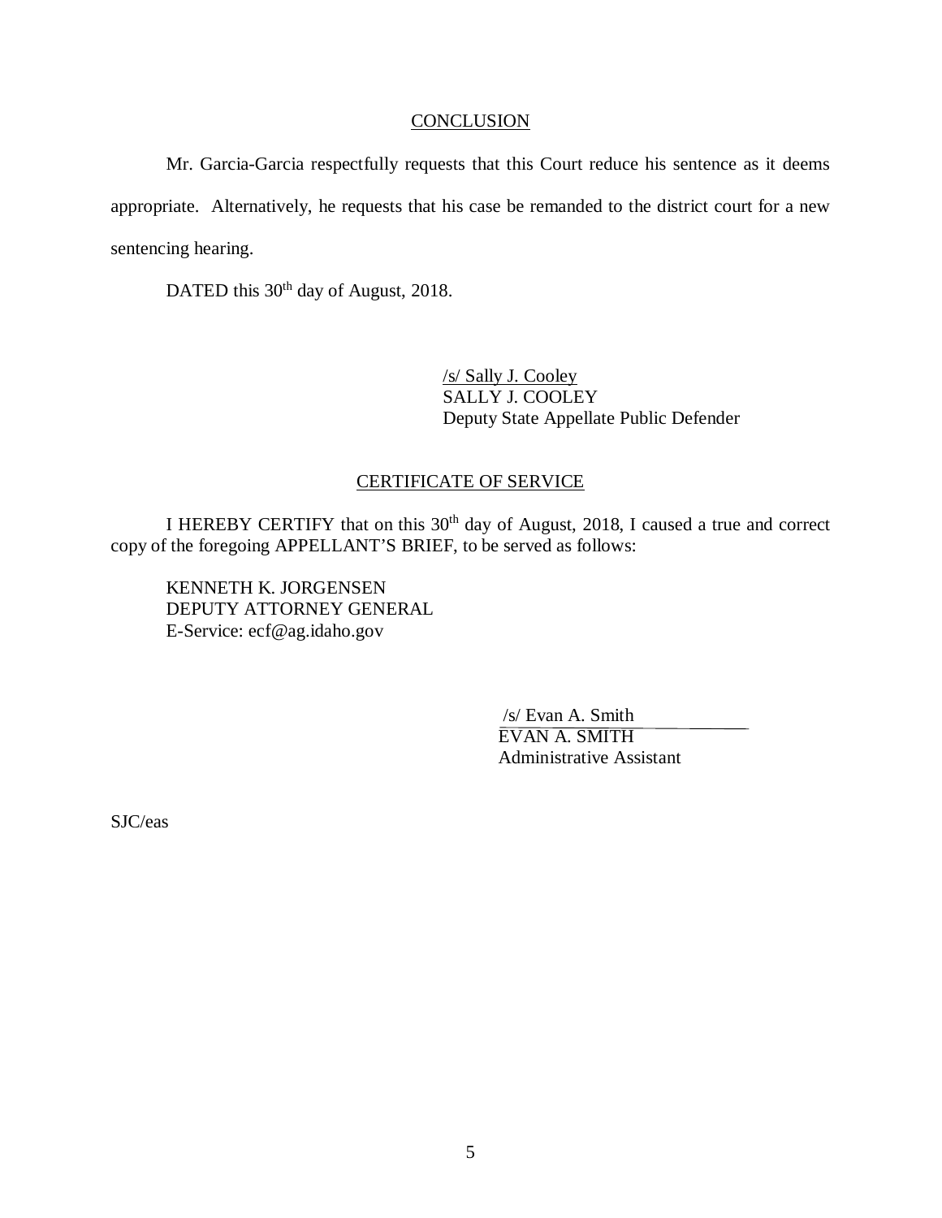## CONCLUSION

Mr. Garcia-Garcia respectfully requests that this Court reduce his sentence as it deems appropriate. Alternatively, he requests that his case be remanded to the district court for a new sentencing hearing.

DATED this 30th day of August, 2018.

/s/ Sally J. Cooley
SALLY J. COOLEY
Deputy State Appellate Public Defender

## CERTIFICATE OF SERVICE

I HEREBY CERTIFY that on this 30th day of August, 2018, I caused a true and correct copy of the foregoing APPELLANT'S BRIEF, to be served as follows:

KENNETH K. JORGENSEN
DEPUTY ATTORNEY GENERAL
E-Service: ecf@ag.idaho.gov

/s/ Evan A. Smith
EVAN A. SMITH
Administrative Assistant

SJC/eas